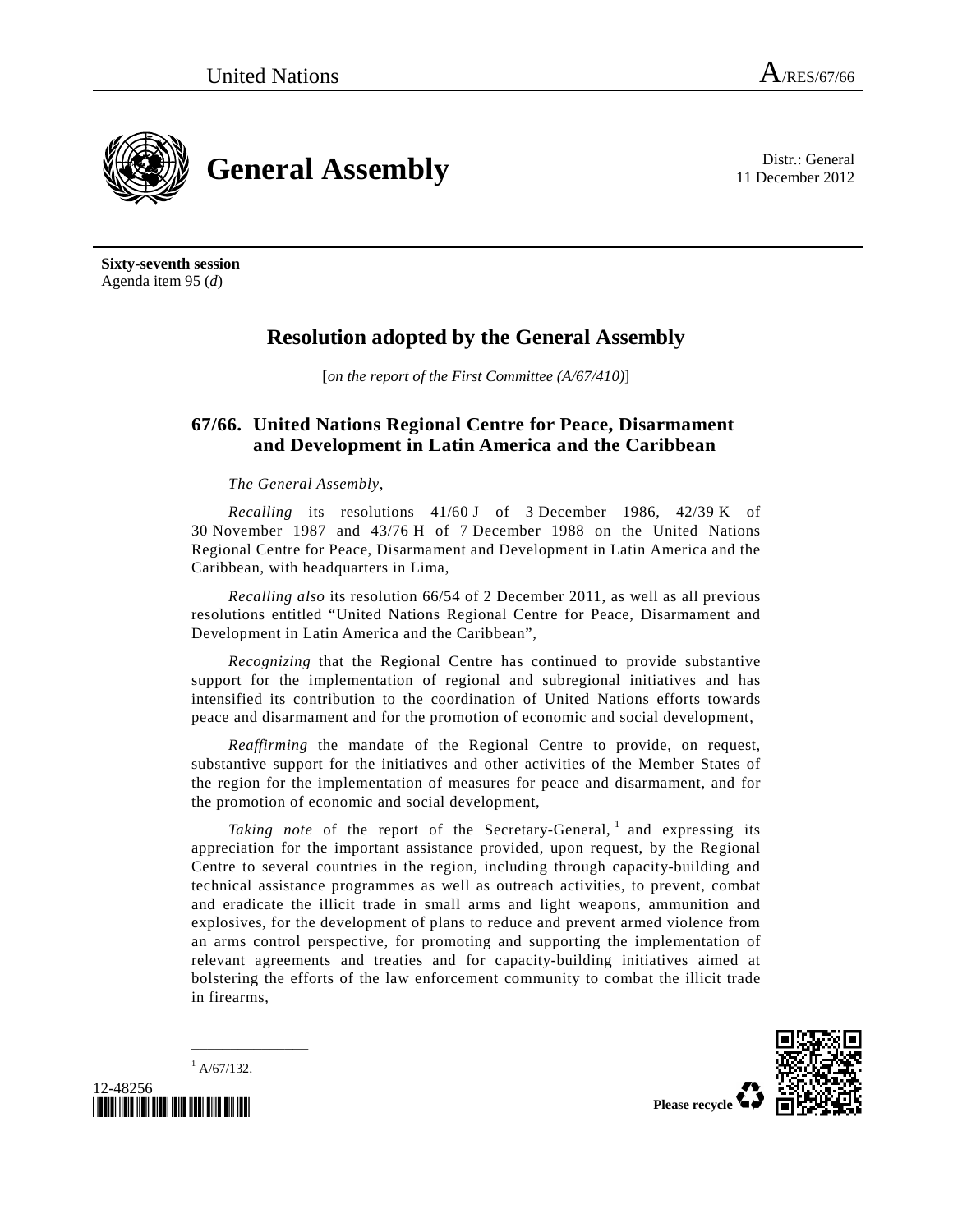United Nations A/RES/67/66

# General Assembly

Distr.: General
11 December 2012

**Sixty-seventh session**
Agenda item 95 (*d*)

## Resolution adopted by the General Assembly

[*on the report of the First Committee (A/67/410)*]

### 67/66. United Nations Regional Centre for Peace, Disarmament and Development in Latin America and the Caribbean

*The General Assembly*,

*Recalling* its resolutions 41/60 J of 3 December 1986, 42/39 K of 30 November 1987 and 43/76 H of 7 December 1988 on the United Nations Regional Centre for Peace, Disarmament and Development in Latin America and the Caribbean, with headquarters in Lima,

*Recalling also* its resolution 66/54 of 2 December 2011, as well as all previous resolutions entitled "United Nations Regional Centre for Peace, Disarmament and Development in Latin America and the Caribbean",

*Recognizing* that the Regional Centre has continued to provide substantive support for the implementation of regional and subregional initiatives and has intensified its contribution to the coordination of United Nations efforts towards peace and disarmament and for the promotion of economic and social development,

*Reaffirming* the mandate of the Regional Centre to provide, on request, substantive support for the initiatives and other activities of the Member States of the region for the implementation of measures for peace and disarmament, and for the promotion of economic and social development,

*Taking note* of the report of the Secretary-General,[1] and expressing its appreciation for the important assistance provided, upon request, by the Regional Centre to several countries in the region, including through capacity-building and technical assistance programmes as well as outreach activities, to prevent, combat and eradicate the illicit trade in small arms and light weapons, ammunition and explosives, for the development of plans to reduce and prevent armed violence from an arms control perspective, for promoting and supporting the implementation of relevant agreements and treaties and for capacity-building initiatives aimed at bolstering the efforts of the law enforcement community to combat the illicit trade in firearms,

[1] A/67/132.

12-48256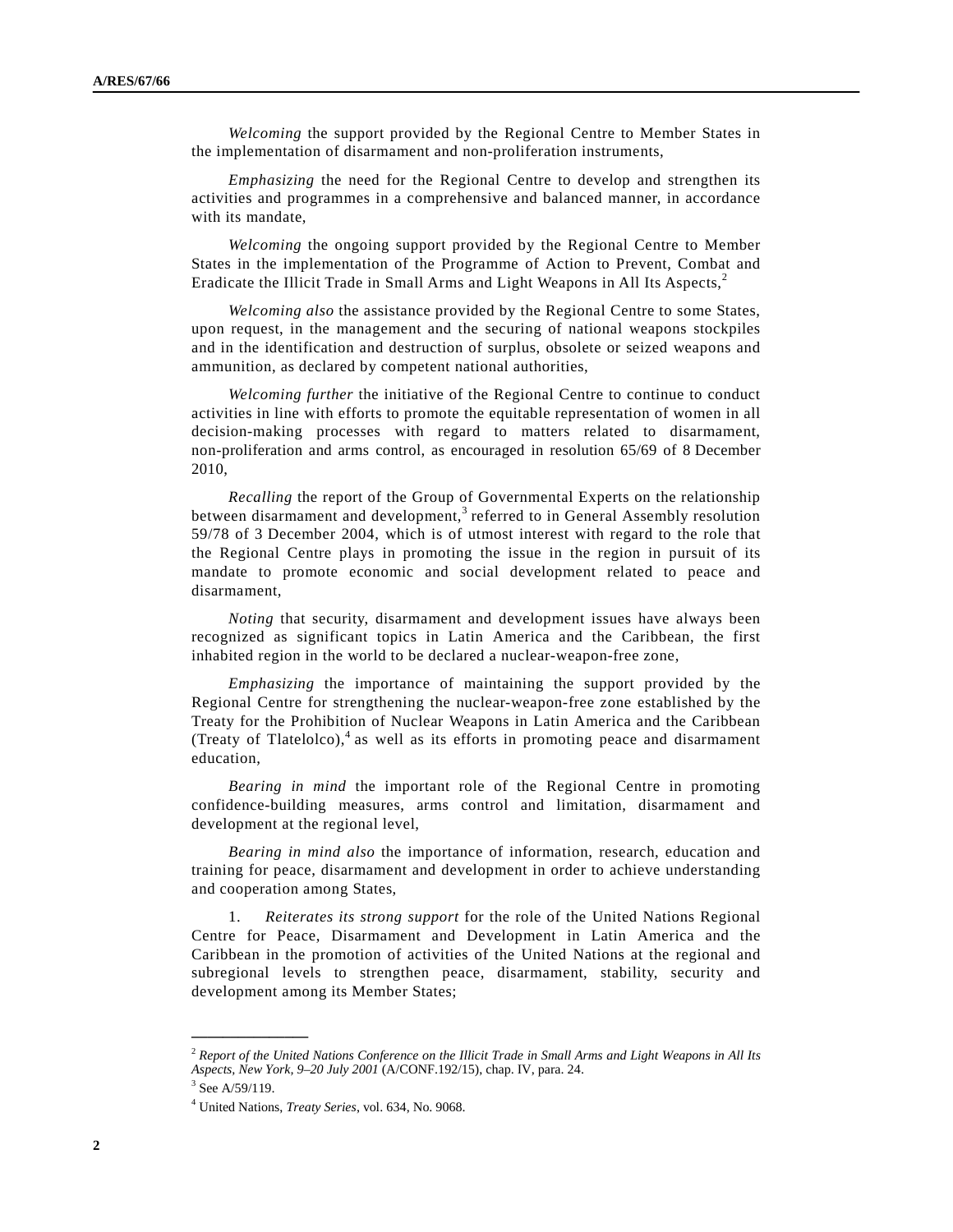*Welcoming* the support provided by the Regional Centre to Member States in the implementation of disarmament and non-proliferation instruments,

*Emphasizing* the need for the Regional Centre to develop and strengthen its activities and programmes in a comprehensive and balanced manner, in accordance with its mandate,

*Welcoming* the ongoing support provided by the Regional Centre to Member States in the implementation of the Programme of Action to Prevent, Combat and Eradicate the Illicit Trade in Small Arms and Light Weapons in All Its Aspects,[2]

*Welcoming also* the assistance provided by the Regional Centre to some States, upon request, in the management and the securing of national weapons stockpiles and in the identification and destruction of surplus, obsolete or seized weapons and ammunition, as declared by competent national authorities,

*Welcoming further* the initiative of the Regional Centre to continue to conduct activities in line with efforts to promote the equitable representation of women in all decision-making processes with regard to matters related to disarmament, non-proliferation and arms control, as encouraged in resolution 65/69 of 8 December 2010,

*Recalling* the report of the Group of Governmental Experts on the relationship between disarmament and development,[3] referred to in General Assembly resolution 59/78 of 3 December 2004, which is of utmost interest with regard to the role that the Regional Centre plays in promoting the issue in the region in pursuit of its mandate to promote economic and social development related to peace and disarmament,

*Noting* that security, disarmament and development issues have always been recognized as significant topics in Latin America and the Caribbean, the first inhabited region in the world to be declared a nuclear-weapon-free zone,

*Emphasizing* the importance of maintaining the support provided by the Regional Centre for strengthening the nuclear-weapon-free zone established by the Treaty for the Prohibition of Nuclear Weapons in Latin America and the Caribbean (Treaty of Tlatelolco),[4] as well as its efforts in promoting peace and disarmament education,

*Bearing in mind* the important role of the Regional Centre in promoting confidence-building measures, arms control and limitation, disarmament and development at the regional level,

*Bearing in mind also* the importance of information, research, education and training for peace, disarmament and development in order to achieve understanding and cooperation among States,

1. *Reiterates its strong support* for the role of the United Nations Regional Centre for Peace, Disarmament and Development in Latin America and the Caribbean in the promotion of activities of the United Nations at the regional and subregional levels to strengthen peace, disarmament, stability, security and development among its Member States;

---

[2] *Report of the United Nations Conference on the Illicit Trade in Small Arms and Light Weapons in All Its Aspects, New York, 9–20 July 2001* (A/CONF.192/15), chap. IV, para. 24.

[3] See A/59/119.

[4] United Nations, *Treaty Series*, vol. 634, No. 9068.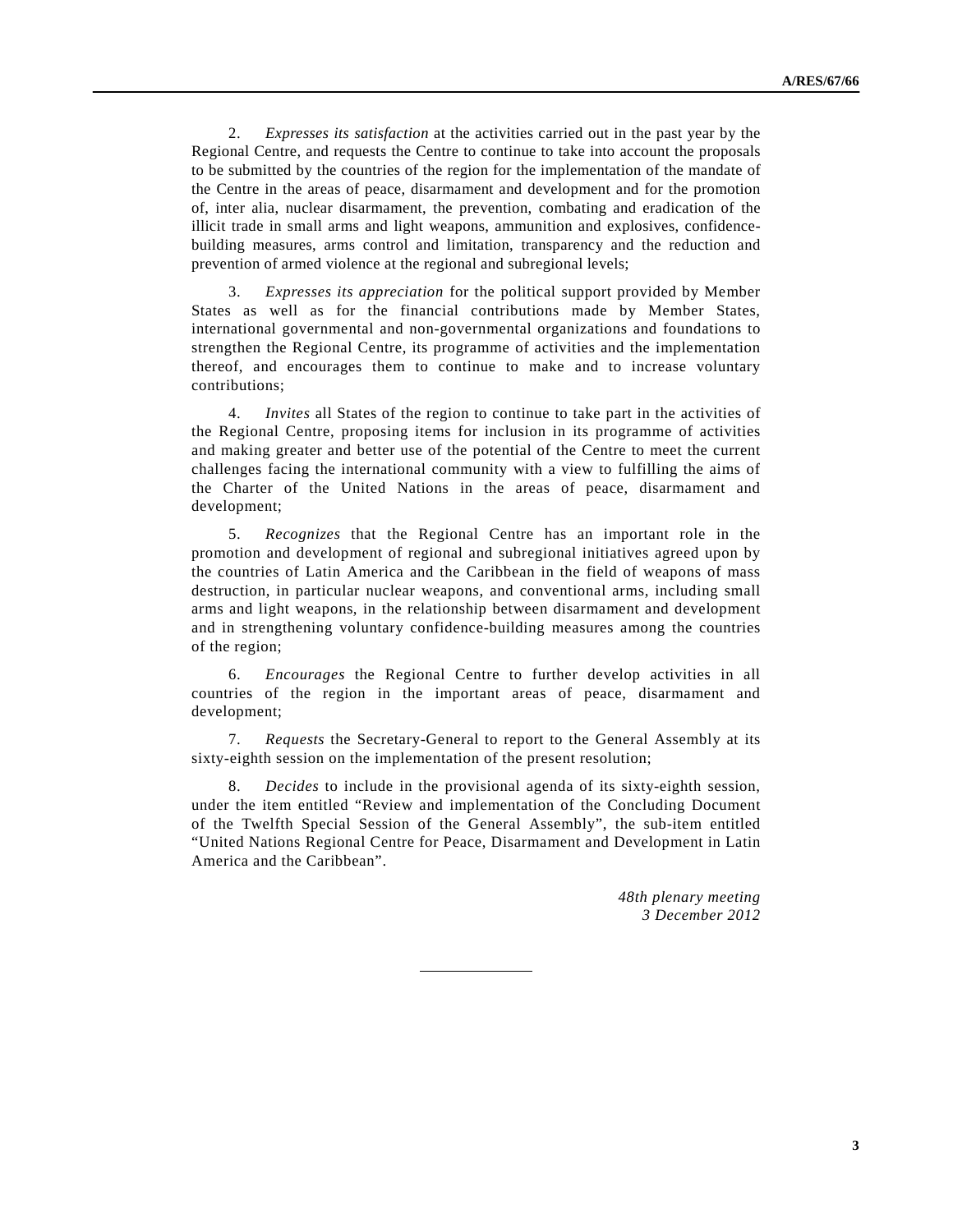2. *Expresses its satisfaction* at the activities carried out in the past year by the Regional Centre, and requests the Centre to continue to take into account the proposals to be submitted by the countries of the region for the implementation of the mandate of the Centre in the areas of peace, disarmament and development and for the promotion of, inter alia, nuclear disarmament, the prevention, combating and eradication of the illicit trade in small arms and light weapons, ammunition and explosives, confidence-building measures, arms control and limitation, transparency and the reduction and prevention of armed violence at the regional and subregional levels;

3. *Expresses its appreciation* for the political support provided by Member States as well as for the financial contributions made by Member States, international governmental and non-governmental organizations and foundations to strengthen the Regional Centre, its programme of activities and the implementation thereof, and encourages them to continue to make and to increase voluntary contributions;

4. *Invites* all States of the region to continue to take part in the activities of the Regional Centre, proposing items for inclusion in its programme of activities and making greater and better use of the potential of the Centre to meet the current challenges facing the international community with a view to fulfilling the aims of the Charter of the United Nations in the areas of peace, disarmament and development;

5. *Recognizes* that the Regional Centre has an important role in the promotion and development of regional and subregional initiatives agreed upon by the countries of Latin America and the Caribbean in the field of weapons of mass destruction, in particular nuclear weapons, and conventional arms, including small arms and light weapons, in the relationship between disarmament and development and in strengthening voluntary confidence-building measures among the countries of the region;

6. *Encourages* the Regional Centre to further develop activities in all countries of the region in the important areas of peace, disarmament and development;

7. *Requests* the Secretary-General to report to the General Assembly at its sixty-eighth session on the implementation of the present resolution;

8. *Decides* to include in the provisional agenda of its sixty-eighth session, under the item entitled "Review and implementation of the Concluding Document of the Twelfth Special Session of the General Assembly", the sub-item entitled "United Nations Regional Centre for Peace, Disarmament and Development in Latin America and the Caribbean".

*48th plenary meeting*
*3 December 2012*